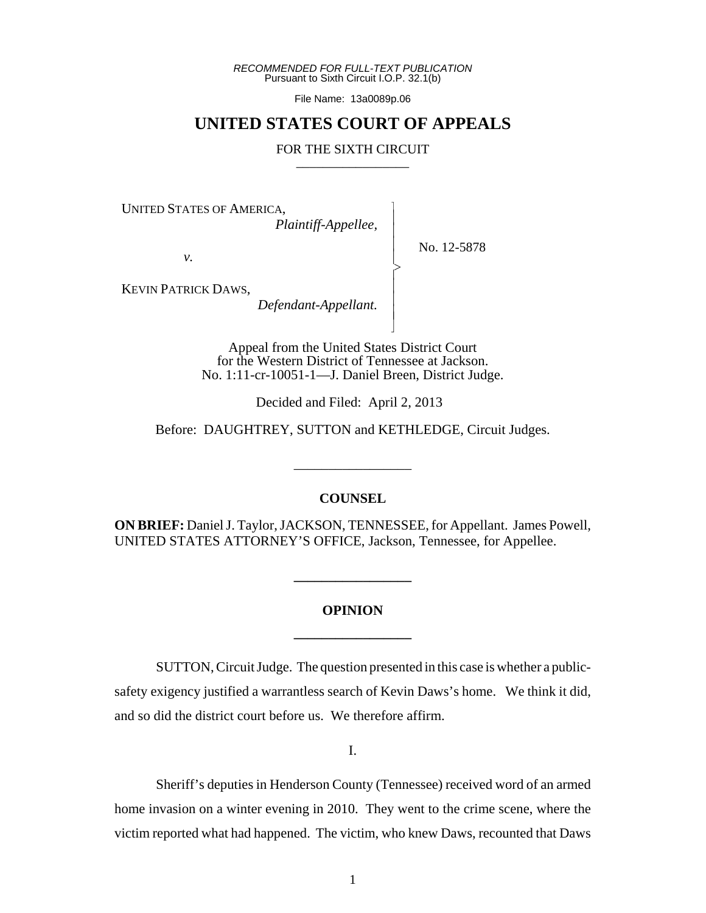*RECOMMENDED FOR FULL-TEXT PUBLICATION*
Pursuant to Sixth Circuit I.O.P. 32.1(b)

File Name: 13a0089p.06

# UNITED STATES COURT OF APPEALS

FOR THE SIXTH CIRCUIT

---

UNITED STATES OF AMERICA,
*Plaintiff-Appellee,*

*v.*

KEVIN PATRICK DAWS,
*Defendant-Appellant.*

No. 12-5878

Appeal from the United States District Court for the Western District of Tennessee at Jackson.
No. 1:11-cr-10051-1—J. Daniel Breen, District Judge.

Decided and Filed: April 2, 2013

Before: DAUGHTREY, SUTTON and KETHLEDGE, Circuit Judges.

---

## COUNSEL

**ON BRIEF:** Daniel J. Taylor, JACKSON, TENNESSEE, for Appellant. James Powell, UNITED STATES ATTORNEY'S OFFICE, Jackson, Tennessee, for Appellee.

---

## OPINION

---

SUTTON, Circuit Judge. The question presented in this case is whether a public-safety exigency justified a warrantless search of Kevin Daws's home. We think it did, and so did the district court before us. We therefore affirm.

I.

Sheriff's deputies in Henderson County (Tennessee) received word of an armed home invasion on a winter evening in 2010. They went to the crime scene, where the victim reported what had happened. The victim, who knew Daws, recounted that Daws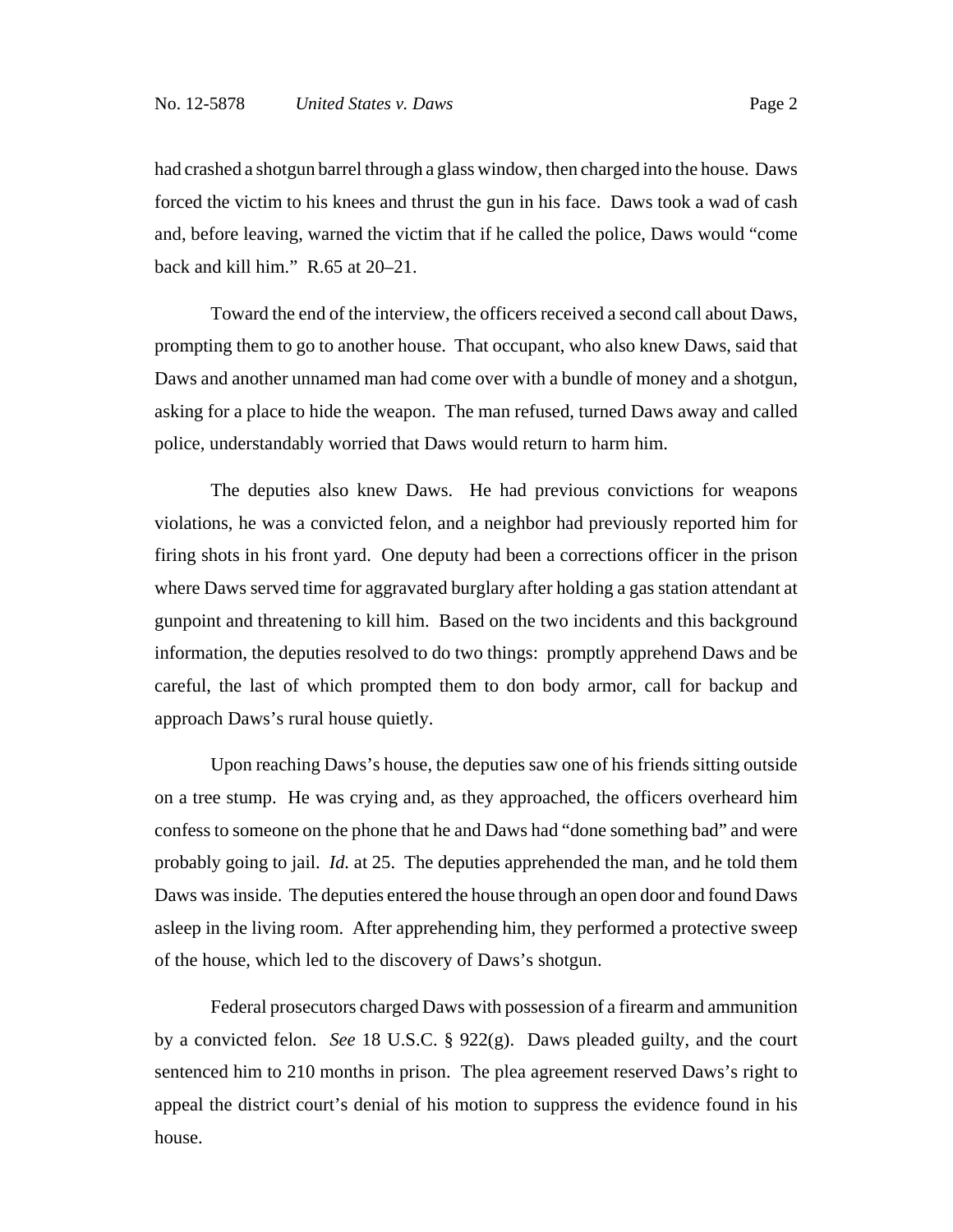had crashed a shotgun barrel through a glass window, then charged into the house. Daws forced the victim to his knees and thrust the gun in his face. Daws took a wad of cash and, before leaving, warned the victim that if he called the police, Daws would "come back and kill him." R.65 at 20–21.

Toward the end of the interview, the officers received a second call about Daws, prompting them to go to another house. That occupant, who also knew Daws, said that Daws and another unnamed man had come over with a bundle of money and a shotgun, asking for a place to hide the weapon. The man refused, turned Daws away and called police, understandably worried that Daws would return to harm him.

The deputies also knew Daws. He had previous convictions for weapons violations, he was a convicted felon, and a neighbor had previously reported him for firing shots in his front yard. One deputy had been a corrections officer in the prison where Daws served time for aggravated burglary after holding a gas station attendant at gunpoint and threatening to kill him. Based on the two incidents and this background information, the deputies resolved to do two things: promptly apprehend Daws and be careful, the last of which prompted them to don body armor, call for backup and approach Daws's rural house quietly.

Upon reaching Daws's house, the deputies saw one of his friends sitting outside on a tree stump. He was crying and, as they approached, the officers overheard him confess to someone on the phone that he and Daws had "done something bad" and were probably going to jail. *Id.* at 25. The deputies apprehended the man, and he told them Daws was inside. The deputies entered the house through an open door and found Daws asleep in the living room. After apprehending him, they performed a protective sweep of the house, which led to the discovery of Daws's shotgun.

Federal prosecutors charged Daws with possession of a firearm and ammunition by a convicted felon. *See* 18 U.S.C. § 922(g). Daws pleaded guilty, and the court sentenced him to 210 months in prison. The plea agreement reserved Daws's right to appeal the district court's denial of his motion to suppress the evidence found in his house.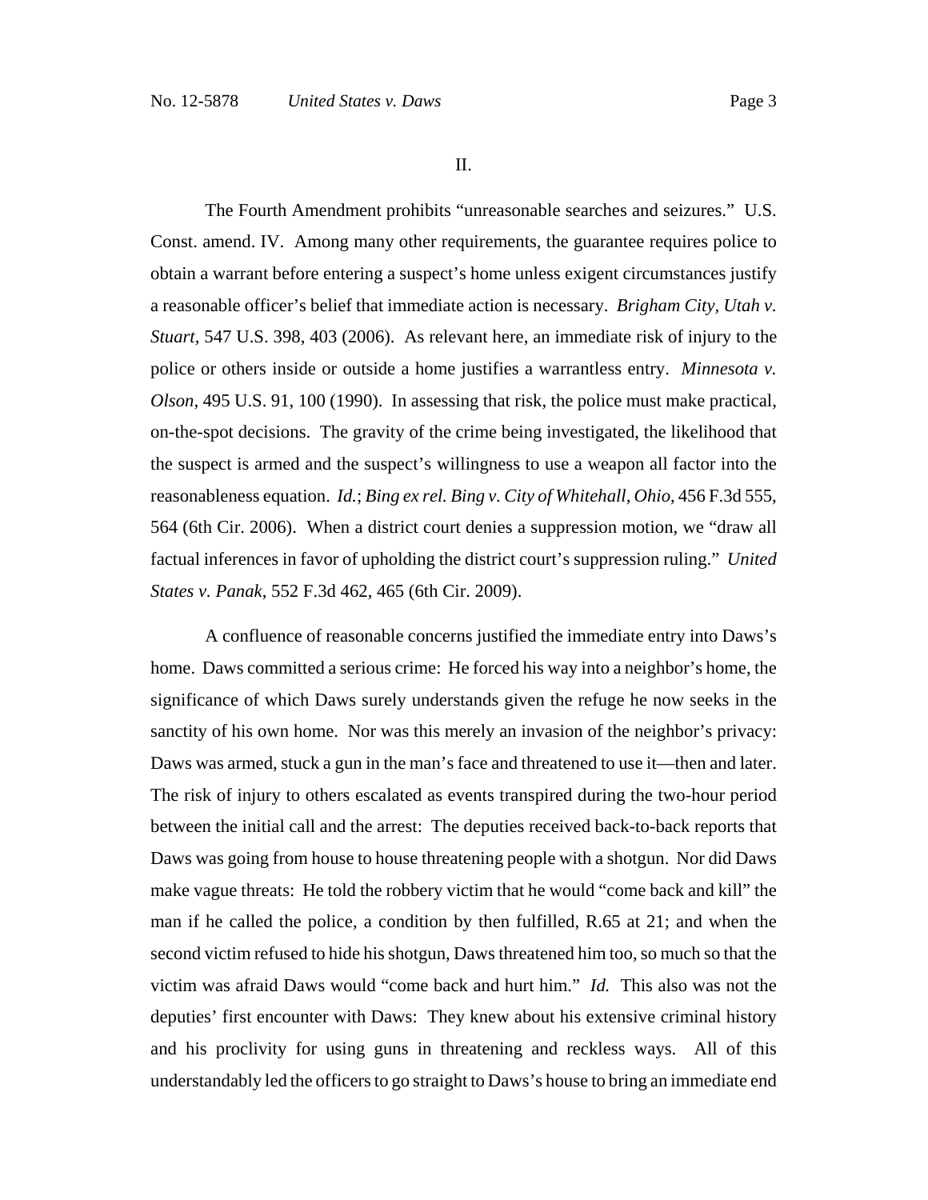II.

The Fourth Amendment prohibits "unreasonable searches and seizures." U.S. Const. amend. IV. Among many other requirements, the guarantee requires police to obtain a warrant before entering a suspect's home unless exigent circumstances justify a reasonable officer's belief that immediate action is necessary. *Brigham City, Utah v. Stuart*, 547 U.S. 398, 403 (2006). As relevant here, an immediate risk of injury to the police or others inside or outside a home justifies a warrantless entry. *Minnesota v. Olson*, 495 U.S. 91, 100 (1990). In assessing that risk, the police must make practical, on-the-spot decisions. The gravity of the crime being investigated, the likelihood that the suspect is armed and the suspect's willingness to use a weapon all factor into the reasonableness equation. *Id.*; *Bing ex rel. Bing v. City of Whitehall, Ohio*, 456 F.3d 555, 564 (6th Cir. 2006). When a district court denies a suppression motion, we "draw all factual inferences in favor of upholding the district court's suppression ruling." *United States v. Panak*, 552 F.3d 462, 465 (6th Cir. 2009).

A confluence of reasonable concerns justified the immediate entry into Daws's home. Daws committed a serious crime: He forced his way into a neighbor's home, the significance of which Daws surely understands given the refuge he now seeks in the sanctity of his own home. Nor was this merely an invasion of the neighbor's privacy: Daws was armed, stuck a gun in the man's face and threatened to use it—then and later. The risk of injury to others escalated as events transpired during the two-hour period between the initial call and the arrest: The deputies received back-to-back reports that Daws was going from house to house threatening people with a shotgun. Nor did Daws make vague threats: He told the robbery victim that he would "come back and kill" the man if he called the police, a condition by then fulfilled, R.65 at 21; and when the second victim refused to hide his shotgun, Daws threatened him too, so much so that the victim was afraid Daws would "come back and hurt him." *Id.* This also was not the deputies' first encounter with Daws: They knew about his extensive criminal history and his proclivity for using guns in threatening and reckless ways. All of this understandably led the officers to go straight to Daws's house to bring an immediate end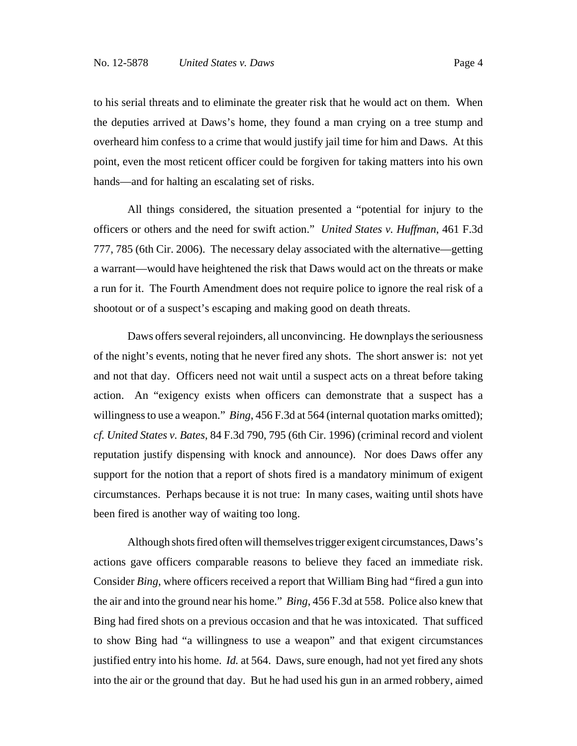to his serial threats and to eliminate the greater risk that he would act on them. When the deputies arrived at Daws's home, they found a man crying on a tree stump and overheard him confess to a crime that would justify jail time for him and Daws. At this point, even the most reticent officer could be forgiven for taking matters into his own hands—and for halting an escalating set of risks.

All things considered, the situation presented a "potential for injury to the officers or others and the need for swift action." *United States v. Huffman*, 461 F.3d 777, 785 (6th Cir. 2006). The necessary delay associated with the alternative—getting a warrant—would have heightened the risk that Daws would act on the threats or make a run for it. The Fourth Amendment does not require police to ignore the real risk of a shootout or of a suspect's escaping and making good on death threats.

Daws offers several rejoinders, all unconvincing. He downplays the seriousness of the night's events, noting that he never fired any shots. The short answer is: not yet and not that day. Officers need not wait until a suspect acts on a threat before taking action. An "exigency exists when officers can demonstrate that a suspect has a willingness to use a weapon." *Bing*, 456 F.3d at 564 (internal quotation marks omitted); *cf. United States v. Bates*, 84 F.3d 790, 795 (6th Cir. 1996) (criminal record and violent reputation justify dispensing with knock and announce). Nor does Daws offer any support for the notion that a report of shots fired is a mandatory minimum of exigent circumstances. Perhaps because it is not true: In many cases, waiting until shots have been fired is another way of waiting too long.

Although shots fired often will themselves trigger exigent circumstances, Daws's actions gave officers comparable reasons to believe they faced an immediate risk. Consider *Bing*, where officers received a report that William Bing had "fired a gun into the air and into the ground near his home." *Bing*, 456 F.3d at 558. Police also knew that Bing had fired shots on a previous occasion and that he was intoxicated. That sufficed to show Bing had "a willingness to use a weapon" and that exigent circumstances justified entry into his home. *Id.* at 564. Daws, sure enough, had not yet fired any shots into the air or the ground that day. But he had used his gun in an armed robbery, aimed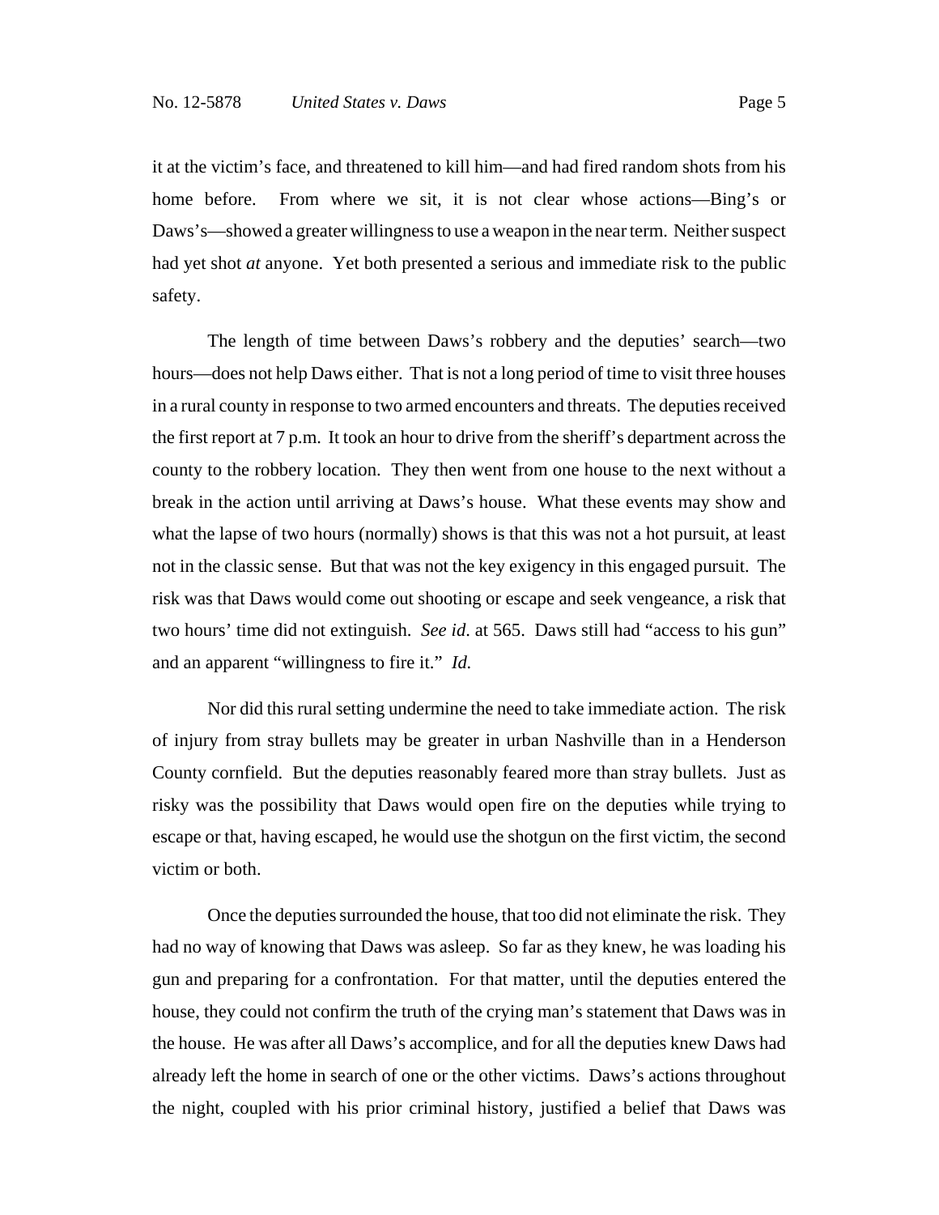it at the victim's face, and threatened to kill him—and had fired random shots from his home before. From where we sit, it is not clear whose actions—Bing's or Daws's—showed a greater willingness to use a weapon in the near term. Neither suspect had yet shot *at* anyone. Yet both presented a serious and immediate risk to the public safety.

The length of time between Daws's robbery and the deputies' search—two hours—does not help Daws either. That is not a long period of time to visit three houses in a rural county in response to two armed encounters and threats. The deputies received the first report at 7 p.m. It took an hour to drive from the sheriff's department across the county to the robbery location. They then went from one house to the next without a break in the action until arriving at Daws's house. What these events may show and what the lapse of two hours (normally) shows is that this was not a hot pursuit, at least not in the classic sense. But that was not the key exigency in this engaged pursuit. The risk was that Daws would come out shooting or escape and seek vengeance, a risk that two hours' time did not extinguish. *See id.* at 565. Daws still had "access to his gun" and an apparent "willingness to fire it." *Id.*

Nor did this rural setting undermine the need to take immediate action. The risk of injury from stray bullets may be greater in urban Nashville than in a Henderson County cornfield. But the deputies reasonably feared more than stray bullets. Just as risky was the possibility that Daws would open fire on the deputies while trying to escape or that, having escaped, he would use the shotgun on the first victim, the second victim or both.

Once the deputies surrounded the house, that too did not eliminate the risk. They had no way of knowing that Daws was asleep. So far as they knew, he was loading his gun and preparing for a confrontation. For that matter, until the deputies entered the house, they could not confirm the truth of the crying man's statement that Daws was in the house. He was after all Daws's accomplice, and for all the deputies knew Daws had already left the home in search of one or the other victims. Daws's actions throughout the night, coupled with his prior criminal history, justified a belief that Daws was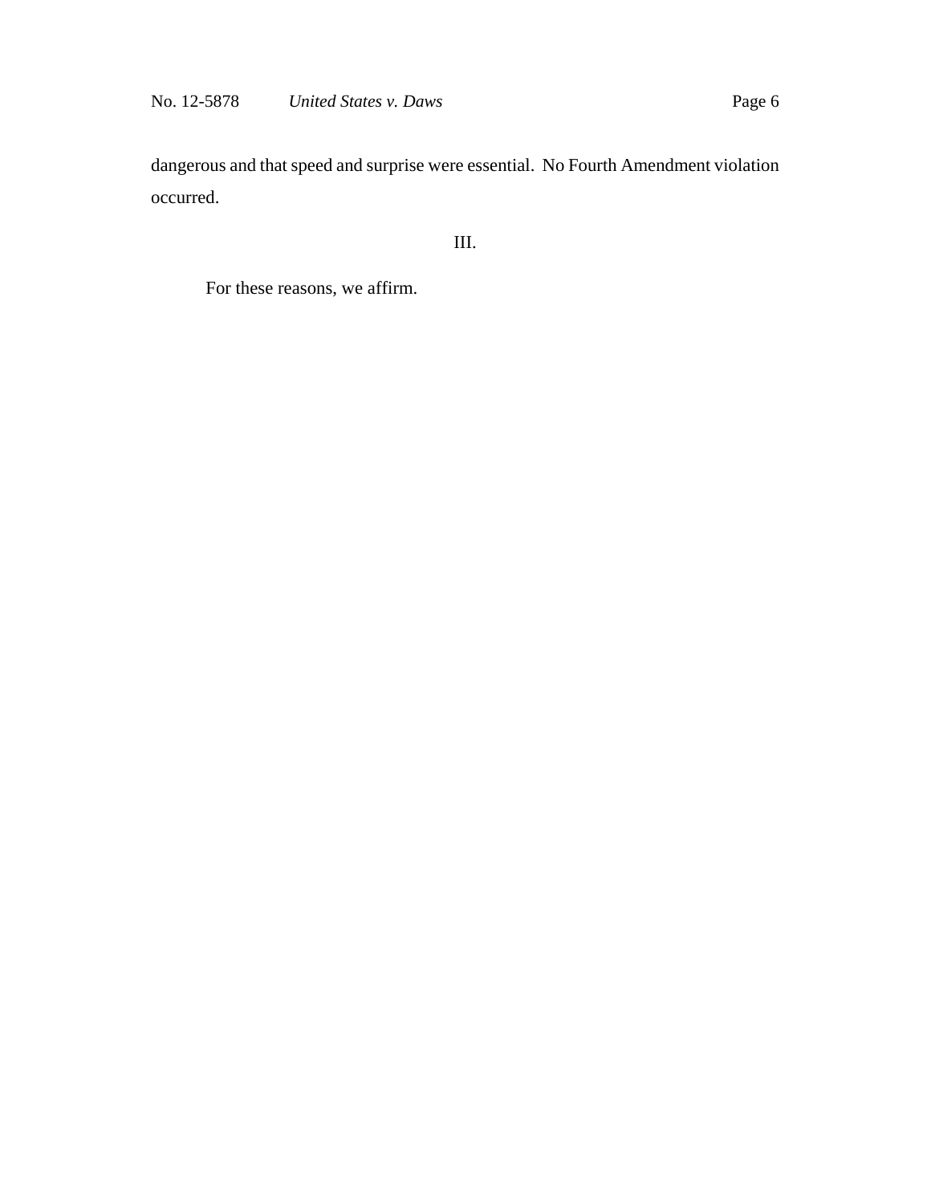dangerous and that speed and surprise were essential. No Fourth Amendment violation occurred.

## III.

For these reasons, we affirm.